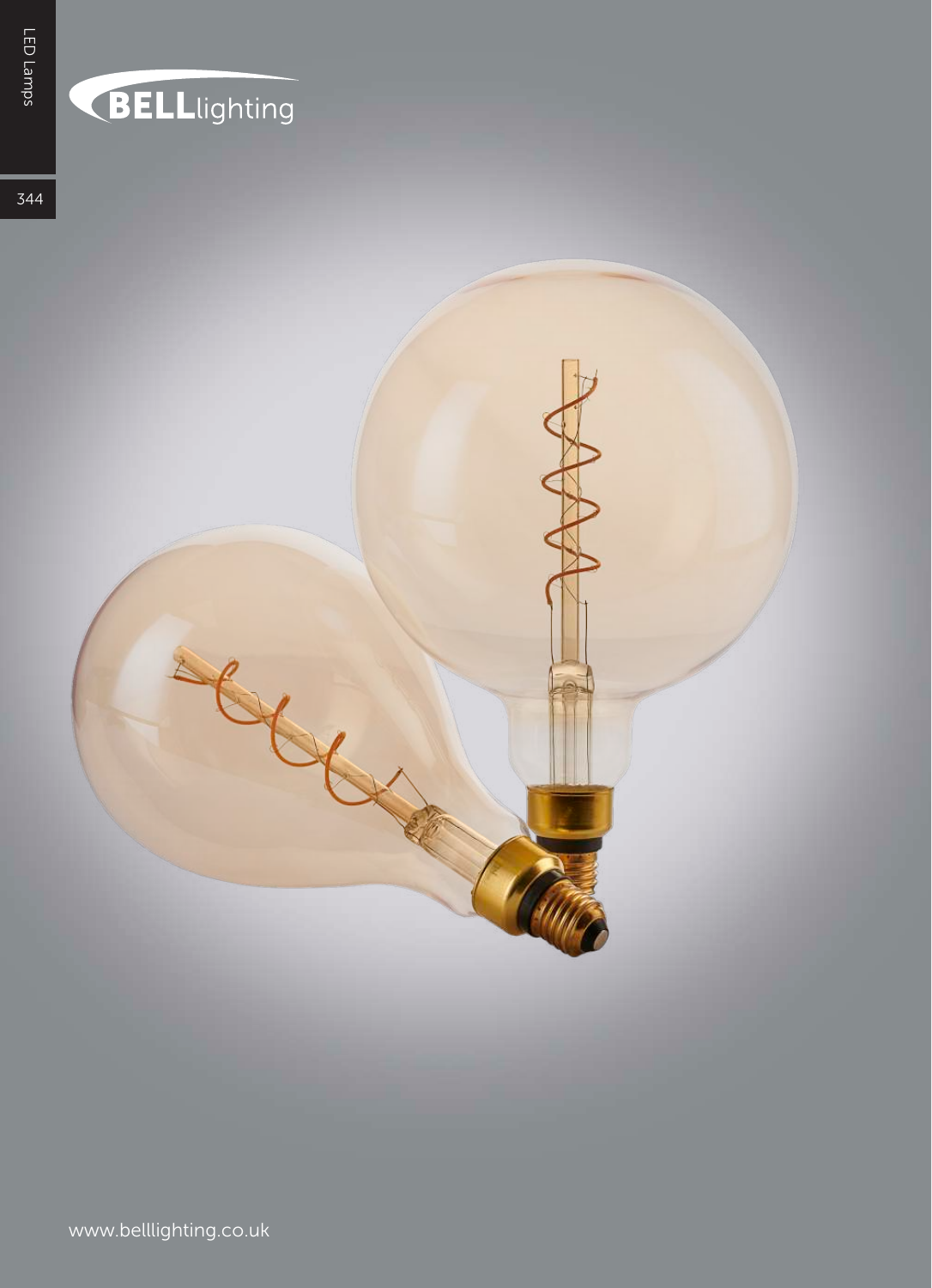BELLlighting

www.belllighting.co.uk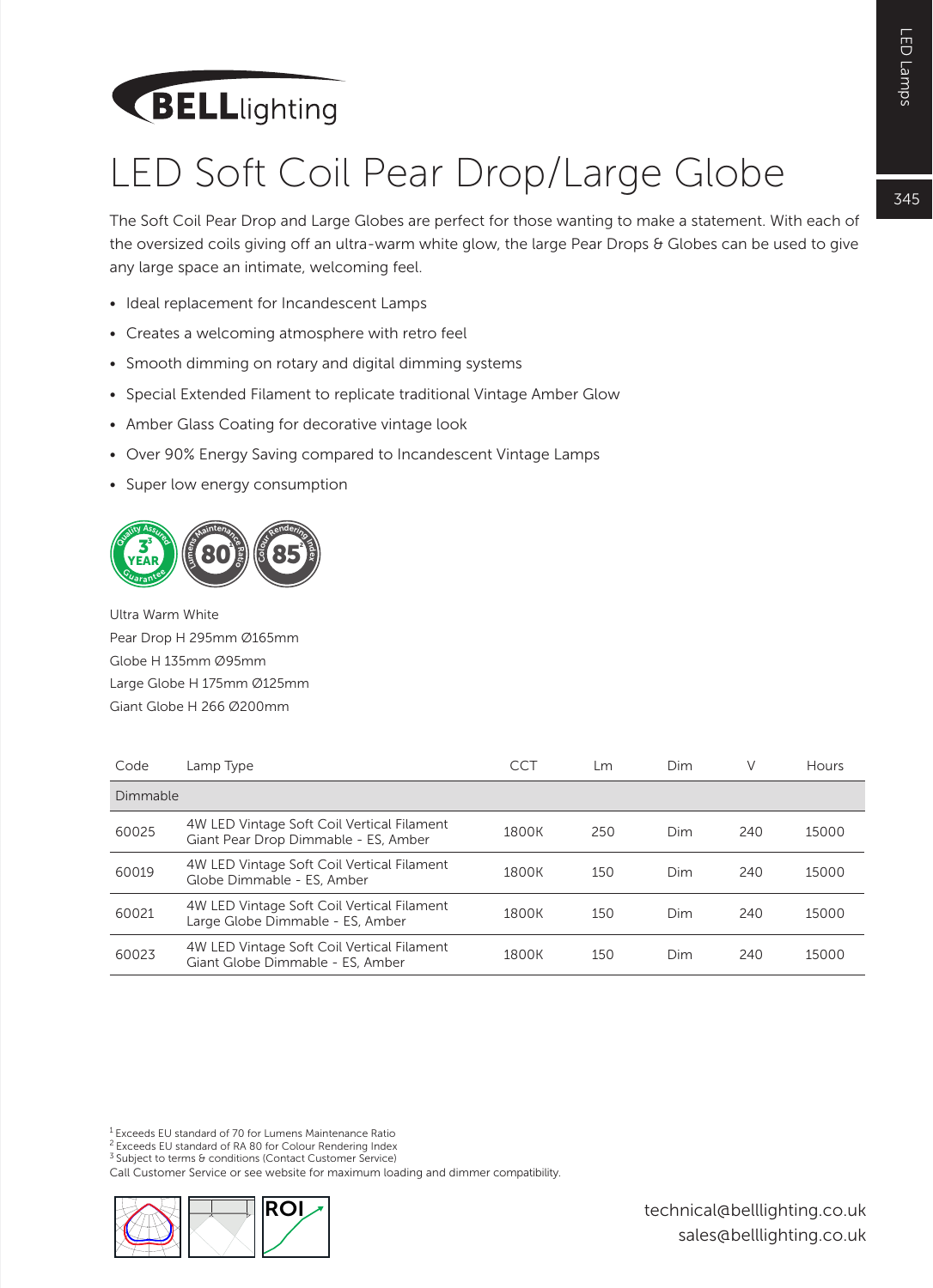# LED Soft Coil Pear Drop/Large Globe

The Soft Coil Pear Drop and Large Globes are perfect for those wanting to make a statement. With each of the oversized coils giving off an ultra-warm white glow, the large Pear Drops & Globes can be used to give any large space an intimate, welcoming feel.

- Ideal replacement for Incandescent Lamps
- Creates a welcoming atmosphere with retro feel
- Smooth dimming on rotary and digital dimming systems
- Special Extended Filament to replicate traditional Vintage Amber Glow
- Amber Glass Coating for decorative vintage look
- Over 90% Energy Saving compared to Incandescent Vintage Lamps
- Super low energy consumption

Quality Assured 3[3] YEAR Guarantee | Lumens Maintenance Ratio 80[1] | Colour Rendering Index 85[2]

Ultra Warm White
Pear Drop H 295mm Ø165mm
Globe H 135mm Ø95mm
Large Globe H 175mm Ø125mm
Giant Globe H 266 Ø200mm

| Code | Lamp Type | CCT | Lm | Dim | V | Hours |
|---|---|---|---|---|---|---|
| Dimmable | | | | | | |
| 60025 | 4W LED Vintage Soft Coil Vertical Filament Giant Pear Drop Dimmable - ES, Amber | 1800K | 250 | Dim | 240 | 15000 |
| 60019 | 4W LED Vintage Soft Coil Vertical Filament Globe Dimmable - ES, Amber | 1800K | 150 | Dim | 240 | 15000 |
| 60021 | 4W LED Vintage Soft Coil Vertical Filament Large Globe Dimmable - ES, Amber | 1800K | 150 | Dim | 240 | 15000 |
| 60023 | 4W LED Vintage Soft Coil Vertical Filament Giant Globe Dimmable - ES, Amber | 1800K | 150 | Dim | 240 | 15000 |

[1] Exceeds EU standard of 70 for Lumens Maintenance Ratio
[2] Exceeds EU standard of RA 80 for Colour Rendering Index
[3] Subject to terms & conditions (Contact Customer Service)
Call Customer Service or see website for maximum loading and dimmer compatibility.

ROI

technical@belllighting.co.uk
sales@belllighting.co.uk